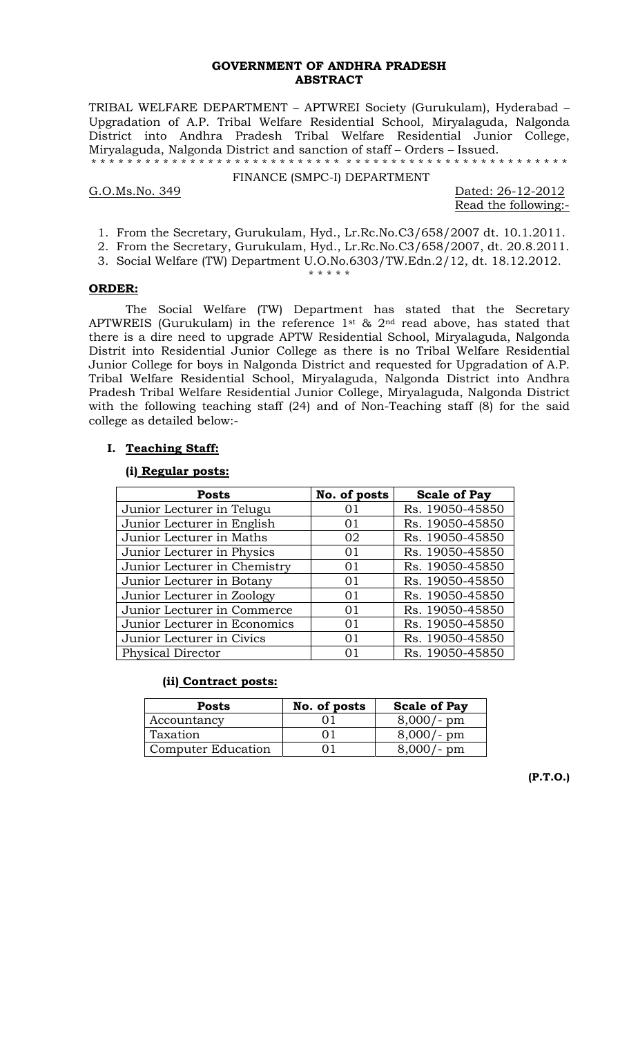**GOVERNMENT OF ANDHRA PRADESH**
**ABSTRACT**

TRIBAL WELFARE DEPARTMENT – APTWREI Society (Gurukulam), Hyderabad – Upgradation of A.P. Tribal Welfare Residential School, Miryalaguda, Nalgonda District into Andhra Pradesh Tribal Welfare Residential Junior College, Miryalaguda, Nalgonda District and sanction of staff – Orders – Issued.

* * * * * * * * * * * * * * * * * * * * * * * * * * * * * * * * * * * * * * * * * * * * * * * * * *

FINANCE (SMPC-I) DEPARTMENT

G.O.Ms.No. 349 Dated: 26-12-2012

Read the following:-

1. From the Secretary, Gurukulam, Hyd., Lr.Rc.No.C3/658/2007 dt. 10.1.2011.
2. From the Secretary, Gurukulam, Hyd., Lr.Rc.No.C3/658/2007, dt. 20.8.2011.
3. Social Welfare (TW) Department U.O.No.6303/TW.Edn.2/12, dt. 18.12.2012.

* * * * *

**ORDER:**

The Social Welfare (TW) Department has stated that the Secretary APTWREIS (Gurukulam) in the reference 1st & 2nd read above, has stated that there is a dire need to upgrade APTW Residential School, Miryalaguda, Nalgonda Distrit into Residential Junior College as there is no Tribal Welfare Residential Junior College for boys in Nalgonda District and requested for Upgradation of A.P. Tribal Welfare Residential School, Miryalaguda, Nalgonda District into Andhra Pradesh Tribal Welfare Residential Junior College, Miryalaguda, Nalgonda District with the following teaching staff (24) and of Non-Teaching staff (8) for the said college as detailed below:-

**I. Teaching Staff:**

**(i) Regular posts:**

| Posts | No. of posts | Scale of Pay |
|---|---|---|
| Junior Lecturer in Telugu | 01 | Rs. 19050-45850 |
| Junior Lecturer in English | 01 | Rs. 19050-45850 |
| Junior Lecturer in Maths | 02 | Rs. 19050-45850 |
| Junior Lecturer in Physics | 01 | Rs. 19050-45850 |
| Junior Lecturer in Chemistry | 01 | Rs. 19050-45850 |
| Junior Lecturer in Botany | 01 | Rs. 19050-45850 |
| Junior Lecturer in Zoology | 01 | Rs. 19050-45850 |
| Junior Lecturer in Commerce | 01 | Rs. 19050-45850 |
| Junior Lecturer in Economics | 01 | Rs. 19050-45850 |
| Junior Lecturer in Civics | 01 | Rs. 19050-45850 |
| Physical Director | 01 | Rs. 19050-45850 |

**(ii) Contract posts:**

| Posts | No. of posts | Scale of Pay |
|---|---|---|
| Accountancy | 01 | 8,000/- pm |
| Taxation | 01 | 8,000/- pm |
| Computer Education | 01 | 8,000/- pm |

**(P.T.O.)**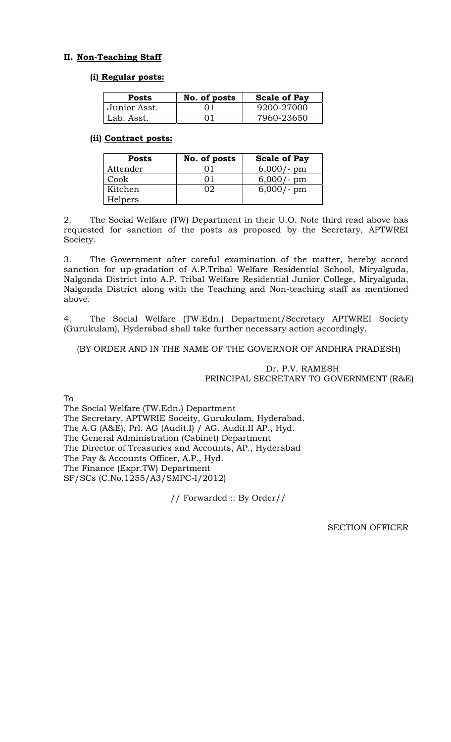**II. Non-Teaching Staff**

**(i) Regular posts:**

| Posts | No. of posts | Scale of Pay |
|---|---|---|
| Junior Asst. | 01 | 9200-27000 |
| Lab. Asst. | 01 | 7960-23650 |

**(ii) Contract posts:**

| Posts | No. of posts | Scale of Pay |
|---|---|---|
| Attender | 01 | 6,000/- pm |
| Cook | 01 | 6,000/- pm |
| Kitchen Helpers | 02 | 6,000/- pm |

2. The Social Welfare (TW) Department in their U.O. Note third read above has requested for sanction of the posts as proposed by the Secretary, APTWREI Society.

3. The Government after careful examination of the matter, hereby accord sanction for up-gradation of A.P.Tribal Welfare Residential School, Miryalguda, Nalgonda District into A.P. Tribal Welfare Residential Junior College, Miryalguda, Nalgonda District along with the Teaching and Non-teaching staff as mentioned above.

4. The Social Welfare (TW.Edn.) Department/Secretary APTWREI Society (Gurukulam), Hyderabad shall take further necessary action accordingly.

(BY ORDER AND IN THE NAME OF THE GOVERNOR OF ANDHRA PRADESH)

Dr. P.V. RAMESH
PRINCIPAL SECRETARY TO GOVERNMENT (R&E)

To
The Social Welfare (TW.Edn.) Department
The Secretary, APTWRIE Soceity, Gurukulam, Hyderabad.
The A.G (A&E), Prl. AG (Audit.I) / AG. Audit.II AP., Hyd.
The General Administration (Cabinet) Department
The Director of Treasuries and Accounts, AP., Hyderabad
The Pay & Accounts Officer, A.P., Hyd.
The Finance (Expr.TW) Department
SF/SCs (C.No.1255/A3/SMPC-I/2012)

// Forwarded :: By Order//

SECTION OFFICER